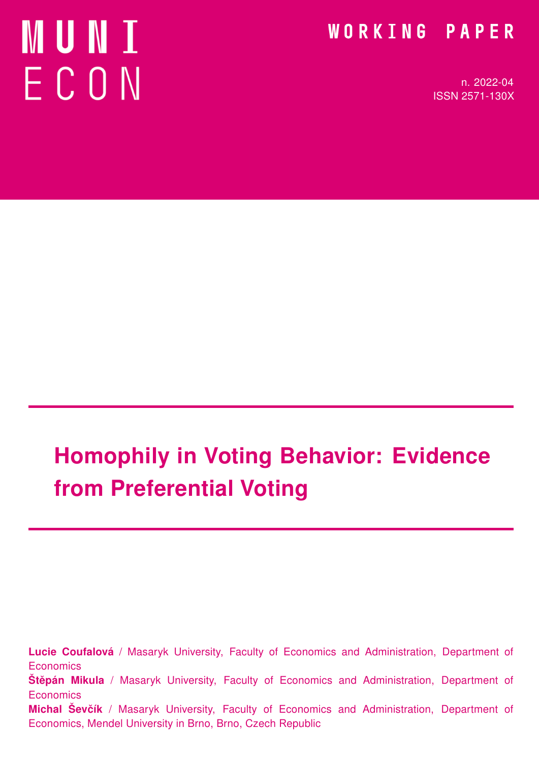MUNI ECON

WORKING PAPER

n. 2022-04
ISSN 2571-130X

# Homophily in Voting Behavior: Evidence from Preferential Voting

**Lucie Coufalová** / Masaryk University, Faculty of Economics and Administration, Department of Economics

**Štěpán Mikula** / Masaryk University, Faculty of Economics and Administration, Department of Economics

**Michal Ševčík** / Masaryk University, Faculty of Economics and Administration, Department of Economics, Mendel University in Brno, Brno, Czech Republic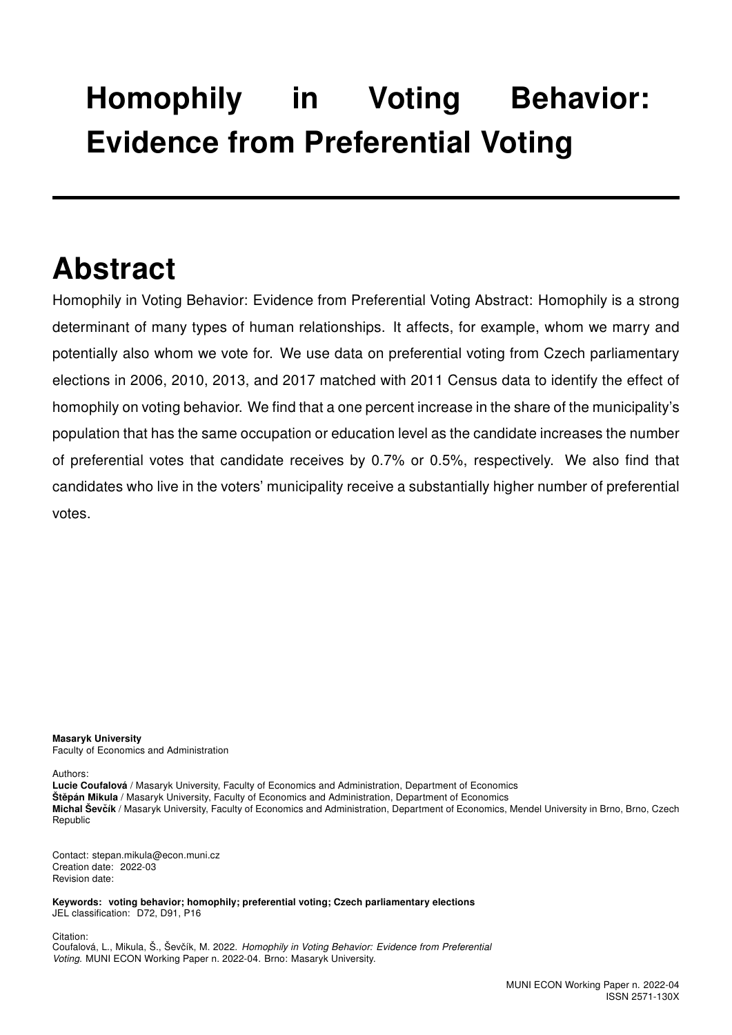# Homophily in Voting Behavior: Evidence from Preferential Voting

## Abstract

Homophily in Voting Behavior: Evidence from Preferential Voting Abstract: Homophily is a strong determinant of many types of human relationships. It affects, for example, whom we marry and potentially also whom we vote for. We use data on preferential voting from Czech parliamentary elections in 2006, 2010, 2013, and 2017 matched with 2011 Census data to identify the effect of homophily on voting behavior. We find that a one percent increase in the share of the municipality's population that has the same occupation or education level as the candidate increases the number of preferential votes that candidate receives by 0.7% or 0.5%, respectively. We also find that candidates who live in the voters' municipality receive a substantially higher number of preferential votes.

**Masaryk University**
Faculty of Economics and Administration

Authors:
**Lucie Coufalová** / Masaryk University, Faculty of Economics and Administration, Department of Economics
**Štěpán Mikula** / Masaryk University, Faculty of Economics and Administration, Department of Economics
**Michal Ševčík** / Masaryk University, Faculty of Economics and Administration, Department of Economics, Mendel University in Brno, Brno, Czech Republic

Contact: stepan.mikula@econ.muni.cz
Creation date: 2022-03
Revision date:

**Keywords: voting behavior; homophily; preferential voting; Czech parliamentary elections**
JEL classification: D72, D91, P16

Citation:
Coufalová, L., Mikula, Š., Ševčík, M. 2022. *Homophily in Voting Behavior: Evidence from Preferential Voting*. MUNI ECON Working Paper n. 2022-04. Brno: Masaryk University.

MUNI ECON Working Paper n. 2022-04
ISSN 2571-130X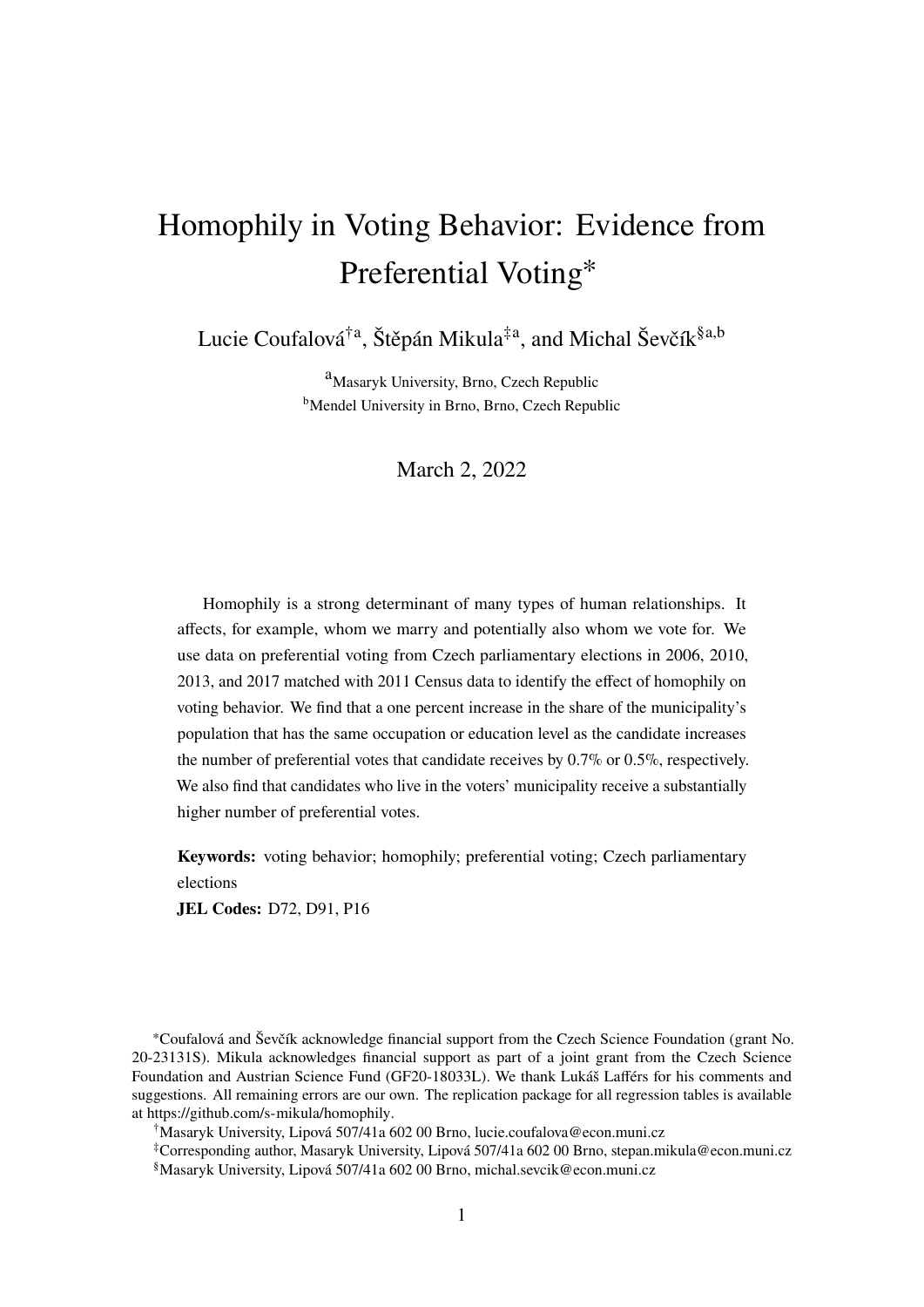# Homophily in Voting Behavior: Evidence from Preferential Voting*

Lucie Coufalová[†a], Štěpán Mikula[‡a], and Michal Ševčík[§a,b]

[a]Masaryk University, Brno, Czech Republic
[b]Mendel University in Brno, Brno, Czech Republic

March 2, 2022

Homophily is a strong determinant of many types of human relationships. It affects, for example, whom we marry and potentially also whom we vote for. We use data on preferential voting from Czech parliamentary elections in 2006, 2010, 2013, and 2017 matched with 2011 Census data to identify the effect of homophily on voting behavior. We find that a one percent increase in the share of the municipality's population that has the same occupation or education level as the candidate increases the number of preferential votes that candidate receives by 0.7% or 0.5%, respectively. We also find that candidates who live in the voters' municipality receive a substantially higher number of preferential votes.

**Keywords:** voting behavior; homophily; preferential voting; Czech parliamentary elections

**JEL Codes:** D72, D91, P16

*Coufalová and Ševčík acknowledge financial support from the Czech Science Foundation (grant No. 20-23131S). Mikula acknowledges financial support as part of a joint grant from the Czech Science Foundation and Austrian Science Fund (GF20-18033L). We thank Lukáš Lafférs for his comments and suggestions. All remaining errors are our own. The replication package for all regression tables is available at https://github.com/s-mikula/homophily.

†Masaryk University, Lipová 507/41a 602 00 Brno, lucie.coufalova@econ.muni.cz

‡Corresponding author, Masaryk University, Lipová 507/41a 602 00 Brno, stepan.mikula@econ.muni.cz

§Masaryk University, Lipová 507/41a 602 00 Brno, michal.sevcik@econ.muni.cz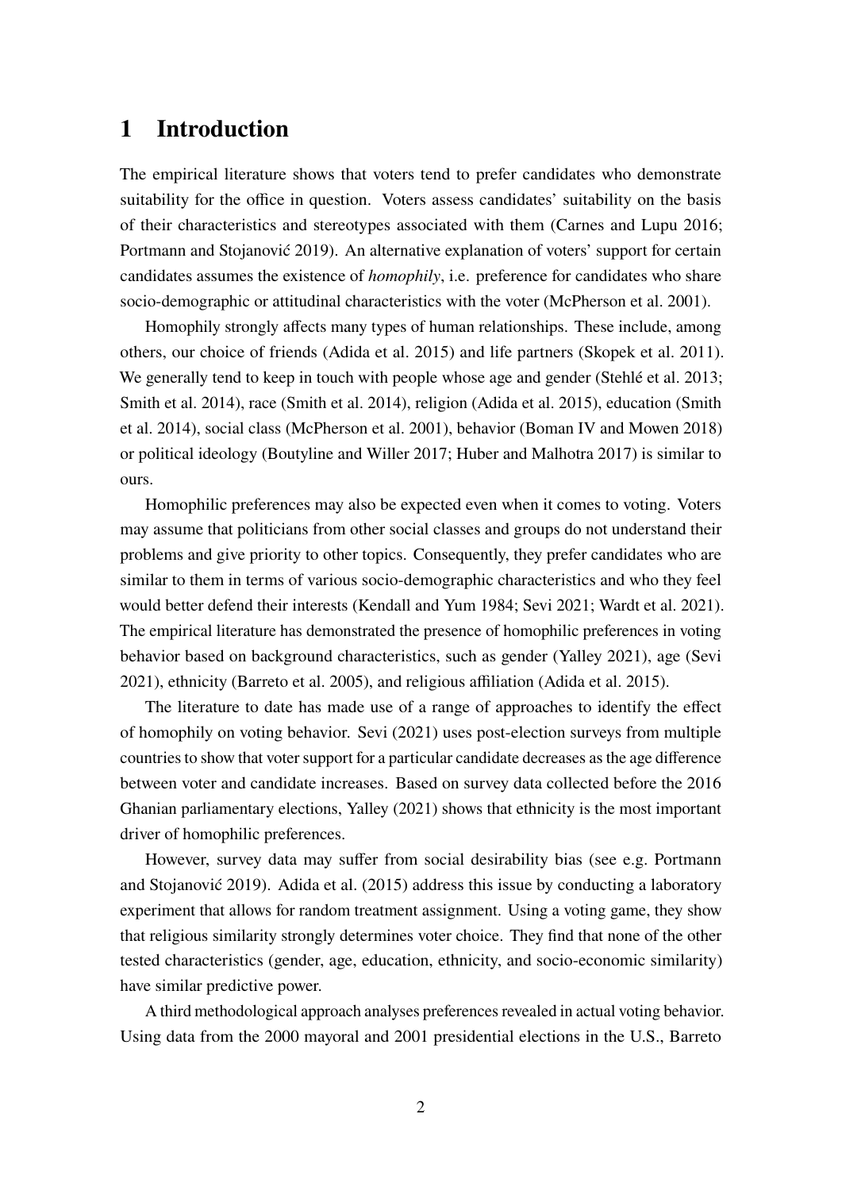# 1 Introduction

The empirical literature shows that voters tend to prefer candidates who demonstrate suitability for the office in question. Voters assess candidates' suitability on the basis of their characteristics and stereotypes associated with them (Carnes and Lupu 2016; Portmann and Stojanović 2019). An alternative explanation of voters' support for certain candidates assumes the existence of *homophily*, i.e. preference for candidates who share socio-demographic or attitudinal characteristics with the voter (McPherson et al. 2001).

Homophily strongly affects many types of human relationships. These include, among others, our choice of friends (Adida et al. 2015) and life partners (Skopek et al. 2011). We generally tend to keep in touch with people whose age and gender (Stehlé et al. 2013; Smith et al. 2014), race (Smith et al. 2014), religion (Adida et al. 2015), education (Smith et al. 2014), social class (McPherson et al. 2001), behavior (Boman IV and Mowen 2018) or political ideology (Boutyline and Willer 2017; Huber and Malhotra 2017) is similar to ours.

Homophilic preferences may also be expected even when it comes to voting. Voters may assume that politicians from other social classes and groups do not understand their problems and give priority to other topics. Consequently, they prefer candidates who are similar to them in terms of various socio-demographic characteristics and who they feel would better defend their interests (Kendall and Yum 1984; Sevi 2021; Wardt et al. 2021). The empirical literature has demonstrated the presence of homophilic preferences in voting behavior based on background characteristics, such as gender (Yalley 2021), age (Sevi 2021), ethnicity (Barreto et al. 2005), and religious affiliation (Adida et al. 2015).

The literature to date has made use of a range of approaches to identify the effect of homophily on voting behavior. Sevi (2021) uses post-election surveys from multiple countries to show that voter support for a particular candidate decreases as the age difference between voter and candidate increases. Based on survey data collected before the 2016 Ghanian parliamentary elections, Yalley (2021) shows that ethnicity is the most important driver of homophilic preferences.

However, survey data may suffer from social desirability bias (see e.g. Portmann and Stojanović 2019). Adida et al. (2015) address this issue by conducting a laboratory experiment that allows for random treatment assignment. Using a voting game, they show that religious similarity strongly determines voter choice. They find that none of the other tested characteristics (gender, age, education, ethnicity, and socio-economic similarity) have similar predictive power.

A third methodological approach analyses preferences revealed in actual voting behavior. Using data from the 2000 mayoral and 2001 presidential elections in the U.S., Barreto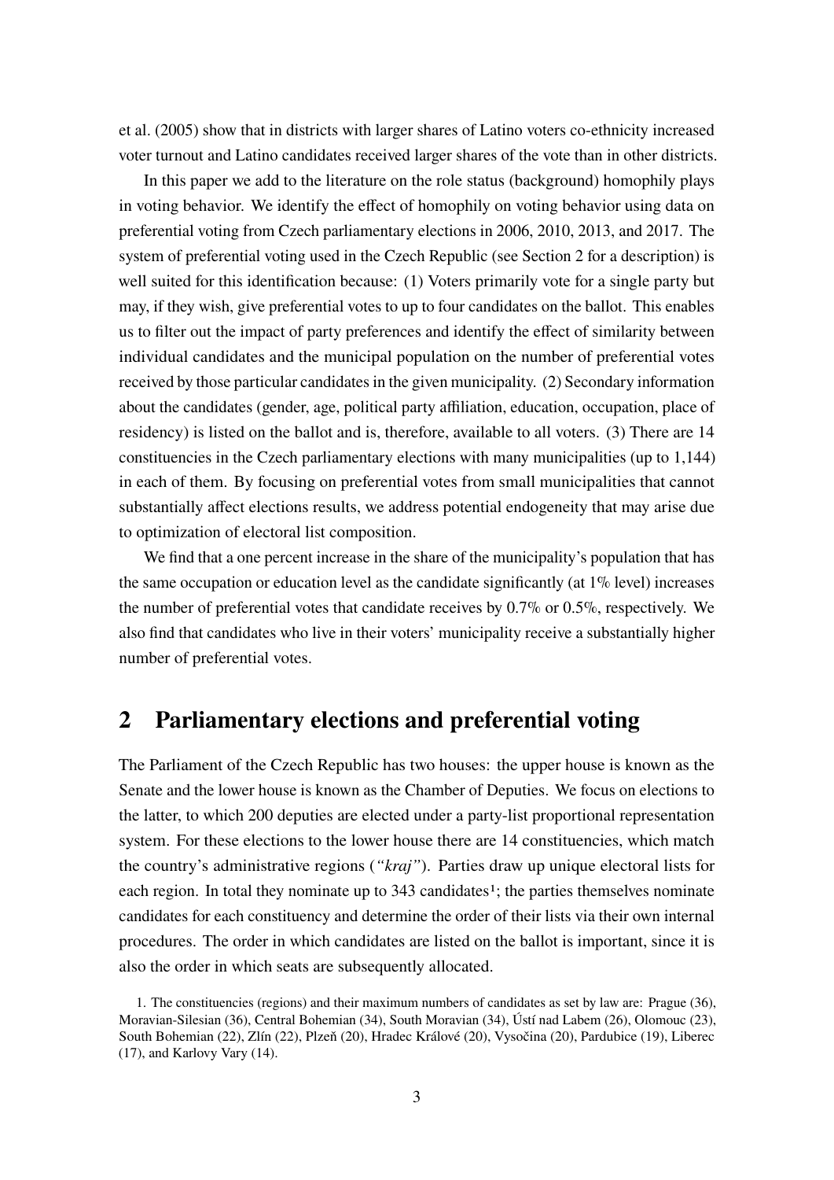et al. (2005) show that in districts with larger shares of Latino voters co-ethnicity increased voter turnout and Latino candidates received larger shares of the vote than in other districts.

In this paper we add to the literature on the role status (background) homophily plays in voting behavior. We identify the effect of homophily on voting behavior using data on preferential voting from Czech parliamentary elections in 2006, 2010, 2013, and 2017. The system of preferential voting used in the Czech Republic (see Section 2 for a description) is well suited for this identification because: (1) Voters primarily vote for a single party but may, if they wish, give preferential votes to up to four candidates on the ballot. This enables us to filter out the impact of party preferences and identify the effect of similarity between individual candidates and the municipal population on the number of preferential votes received by those particular candidates in the given municipality. (2) Secondary information about the candidates (gender, age, political party affiliation, education, occupation, place of residency) is listed on the ballot and is, therefore, available to all voters. (3) There are 14 constituencies in the Czech parliamentary elections with many municipalities (up to 1,144) in each of them. By focusing on preferential votes from small municipalities that cannot substantially affect elections results, we address potential endogeneity that may arise due to optimization of electoral list composition.

We find that a one percent increase in the share of the municipality's population that has the same occupation or education level as the candidate significantly (at 1% level) increases the number of preferential votes that candidate receives by 0.7% or 0.5%, respectively. We also find that candidates who live in their voters' municipality receive a substantially higher number of preferential votes.

## 2 Parliamentary elections and preferential voting

The Parliament of the Czech Republic has two houses: the upper house is known as the Senate and the lower house is known as the Chamber of Deputies. We focus on elections to the latter, to which 200 deputies are elected under a party-list proportional representation system. For these elections to the lower house there are 14 constituencies, which match the country's administrative regions (*"kraj"*). Parties draw up unique electoral lists for each region. In total they nominate up to 343 candidates[1]; the parties themselves nominate candidates for each constituency and determine the order of their lists via their own internal procedures. The order in which candidates are listed on the ballot is important, since it is also the order in which seats are subsequently allocated.

1. The constituencies (regions) and their maximum numbers of candidates as set by law are: Prague (36), Moravian-Silesian (36), Central Bohemian (34), South Moravian (34), Ústí nad Labem (26), Olomouc (23), South Bohemian (22), Zlín (22), Plzeň (20), Hradec Králové (20), Vysočina (20), Pardubice (19), Liberec (17), and Karlovy Vary (14).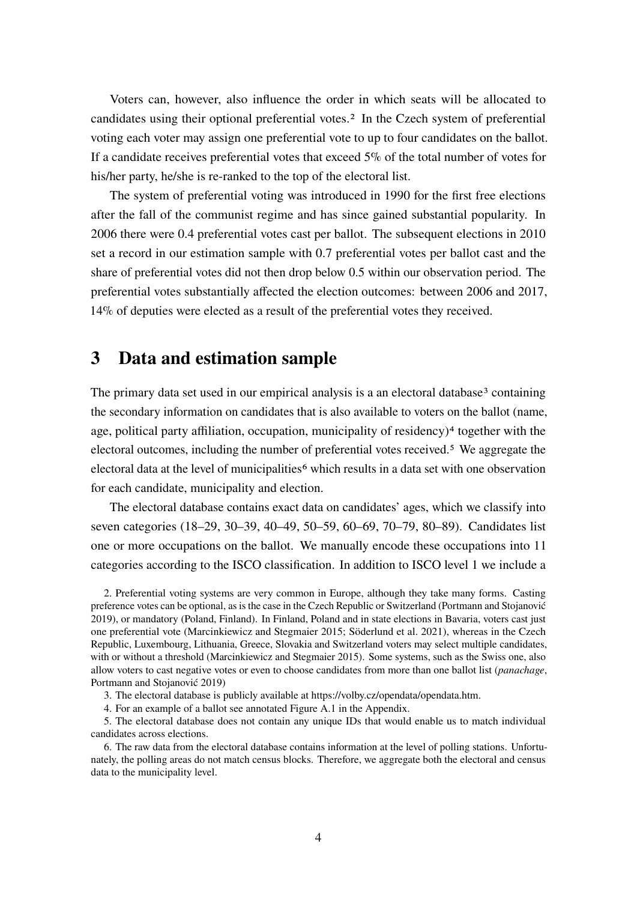Voters can, however, also influence the order in which seats will be allocated to candidates using their optional preferential votes.[2] In the Czech system of preferential voting each voter may assign one preferential vote to up to four candidates on the ballot. If a candidate receives preferential votes that exceed 5% of the total number of votes for his/her party, he/she is re-ranked to the top of the electoral list.

The system of preferential voting was introduced in 1990 for the first free elections after the fall of the communist regime and has since gained substantial popularity. In 2006 there were 0.4 preferential votes cast per ballot. The subsequent elections in 2010 set a record in our estimation sample with 0.7 preferential votes per ballot cast and the share of preferential votes did not then drop below 0.5 within our observation period. The preferential votes substantially affected the election outcomes: between 2006 and 2017, 14% of deputies were elected as a result of the preferential votes they received.

## 3 Data and estimation sample

The primary data set used in our empirical analysis is a an electoral database[3] containing the secondary information on candidates that is also available to voters on the ballot (name, age, political party affiliation, occupation, municipality of residency)[4] together with the electoral outcomes, including the number of preferential votes received.[5] We aggregate the electoral data at the level of municipalities[6] which results in a data set with one observation for each candidate, municipality and election.

The electoral database contains exact data on candidates' ages, which we classify into seven categories (18–29, 30–39, 40–49, 50–59, 60–69, 70–79, 80–89). Candidates list one or more occupations on the ballot. We manually encode these occupations into 11 categories according to the ISCO classification. In addition to ISCO level 1 we include a

2. Preferential voting systems are very common in Europe, although they take many forms. Casting preference votes can be optional, as is the case in the Czech Republic or Switzerland (Portmann and Stojanović 2019), or mandatory (Poland, Finland). In Finland, Poland and in state elections in Bavaria, voters cast just one preferential vote (Marcinkiewicz and Stegmaier 2015; Söderlund et al. 2021), whereas in the Czech Republic, Luxembourg, Lithuania, Greece, Slovakia and Switzerland voters may select multiple candidates, with or without a threshold (Marcinkiewicz and Stegmaier 2015). Some systems, such as the Swiss one, also allow voters to cast negative votes or even to choose candidates from more than one ballot list (*panachage*, Portmann and Stojanović 2019)

3. The electoral database is publicly available at https://volby.cz/opendata/opendata.htm.

4. For an example of a ballot see annotated Figure A.1 in the Appendix.

5. The electoral database does not contain any unique IDs that would enable us to match individual candidates across elections.

6. The raw data from the electoral database contains information at the level of polling stations. Unfortunately, the polling areas do not match census blocks. Therefore, we aggregate both the electoral and census data to the municipality level.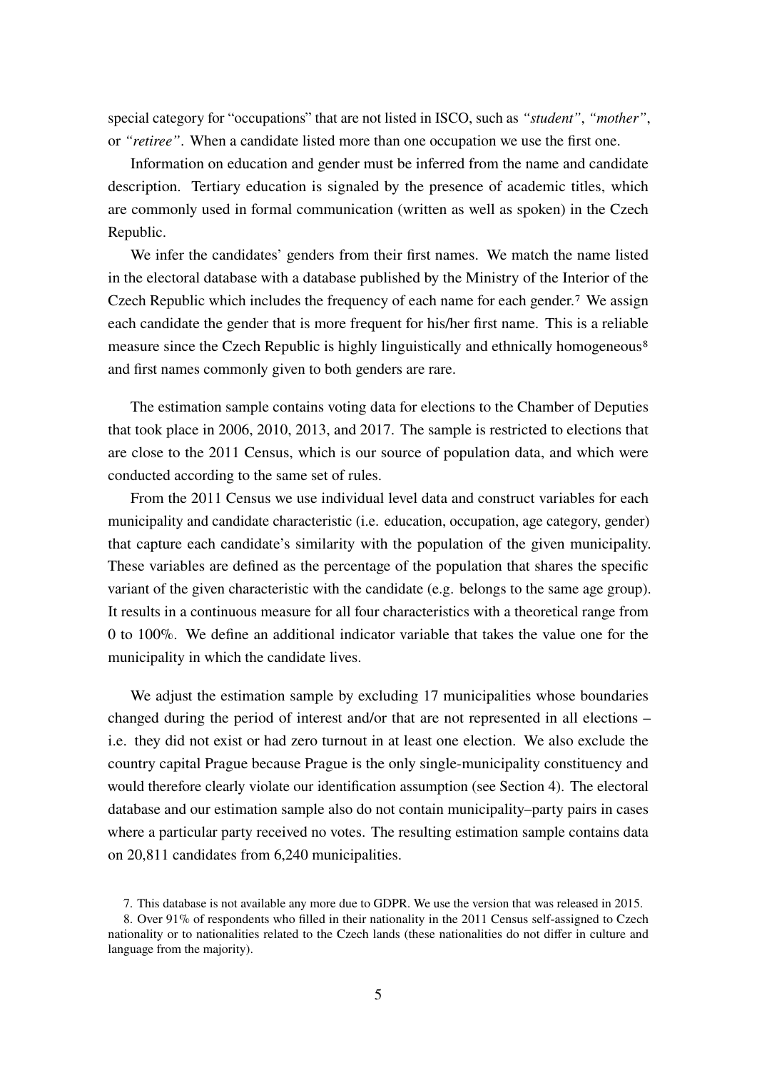special category for "occupations" that are not listed in ISCO, such as *"student"*, *"mother"*, or *"retiree"*. When a candidate listed more than one occupation we use the first one.

Information on education and gender must be inferred from the name and candidate description. Tertiary education is signaled by the presence of academic titles, which are commonly used in formal communication (written as well as spoken) in the Czech Republic.

We infer the candidates' genders from their first names. We match the name listed in the electoral database with a database published by the Ministry of the Interior of the Czech Republic which includes the frequency of each name for each gender.[7] We assign each candidate the gender that is more frequent for his/her first name. This is a reliable measure since the Czech Republic is highly linguistically and ethnically homogeneous[8] and first names commonly given to both genders are rare.

The estimation sample contains voting data for elections to the Chamber of Deputies that took place in 2006, 2010, 2013, and 2017. The sample is restricted to elections that are close to the 2011 Census, which is our source of population data, and which were conducted according to the same set of rules.

From the 2011 Census we use individual level data and construct variables for each municipality and candidate characteristic (i.e. education, occupation, age category, gender) that capture each candidate's similarity with the population of the given municipality. These variables are defined as the percentage of the population that shares the specific variant of the given characteristic with the candidate (e.g. belongs to the same age group). It results in a continuous measure for all four characteristics with a theoretical range from 0 to 100%. We define an additional indicator variable that takes the value one for the municipality in which the candidate lives.

We adjust the estimation sample by excluding 17 municipalities whose boundaries changed during the period of interest and/or that are not represented in all elections – i.e. they did not exist or had zero turnout in at least one election. We also exclude the country capital Prague because Prague is the only single-municipality constituency and would therefore clearly violate our identification assumption (see Section 4). The electoral database and our estimation sample also do not contain municipality–party pairs in cases where a particular party received no votes. The resulting estimation sample contains data on 20,811 candidates from 6,240 municipalities.

7. This database is not available any more due to GDPR. We use the version that was released in 2015.

8. Over 91% of respondents who filled in their nationality in the 2011 Census self-assigned to Czech nationality or to nationalities related to the Czech lands (these nationalities do not differ in culture and language from the majority).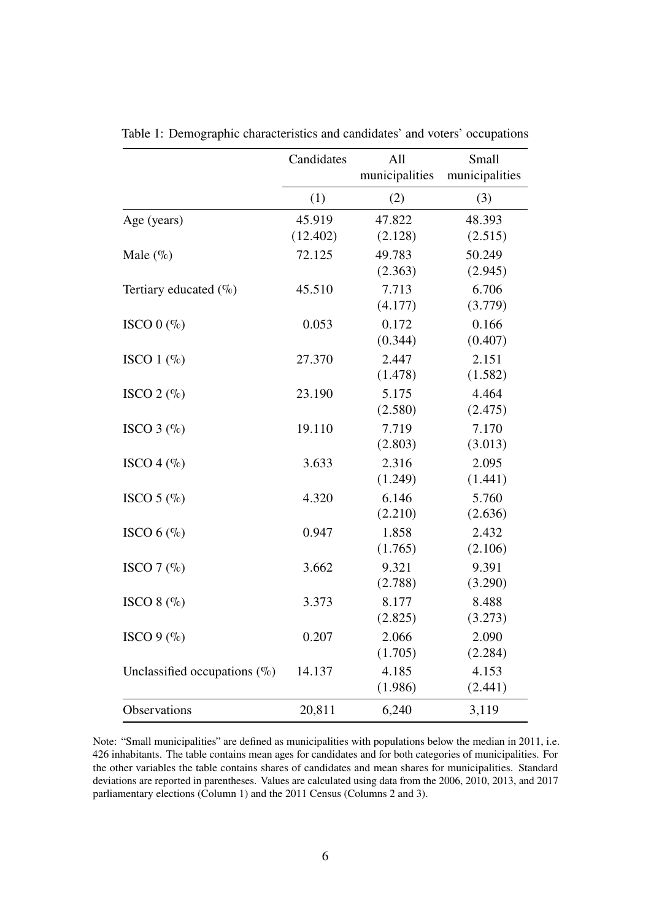Table 1: Demographic characteristics and candidates' and voters' occupations

| | Candidates | All municipalities | Small municipalities |
|---|---|---|---|
| | (1) | (2) | (3) |
| Age (years) | 45.919 | 47.822 | 48.393 |
| | (12.402) | (2.128) | (2.515) |
| Male (%) | 72.125 | 49.783 | 50.249 |
| | | (2.363) | (2.945) |
| Tertiary educated (%) | 45.510 | 7.713 | 6.706 |
| | | (4.177) | (3.779) |
| ISCO 0 (%) | 0.053 | 0.172 | 0.166 |
| | | (0.344) | (0.407) |
| ISCO 1 (%) | 27.370 | 2.447 | 2.151 |
| | | (1.478) | (1.582) |
| ISCO 2 (%) | 23.190 | 5.175 | 4.464 |
| | | (2.580) | (2.475) |
| ISCO 3 (%) | 19.110 | 7.719 | 7.170 |
| | | (2.803) | (3.013) |
| ISCO 4 (%) | 3.633 | 2.316 | 2.095 |
| | | (1.249) | (1.441) |
| ISCO 5 (%) | 4.320 | 6.146 | 5.760 |
| | | (2.210) | (2.636) |
| ISCO 6 (%) | 0.947 | 1.858 | 2.432 |
| | | (1.765) | (2.106) |
| ISCO 7 (%) | 3.662 | 9.321 | 9.391 |
| | | (2.788) | (3.290) |
| ISCO 8 (%) | 3.373 | 8.177 | 8.488 |
| | | (2.825) | (3.273) |
| ISCO 9 (%) | 0.207 | 2.066 | 2.090 |
| | | (1.705) | (2.284) |
| Unclassified occupations (%) | 14.137 | 4.185 | 4.153 |
| | | (1.986) | (2.441) |
| Observations | 20,811 | 6,240 | 3,119 |

Note: "Small municipalities" are defined as municipalities with populations below the median in 2011, i.e. 426 inhabitants. The table contains mean ages for candidates and for both categories of municipalities. For the other variables the table contains shares of candidates and mean shares for municipalities. Standard deviations are reported in parentheses. Values are calculated using data from the 2006, 2010, 2013, and 2017 parliamentary elections (Column 1) and the 2011 Census (Columns 2 and 3).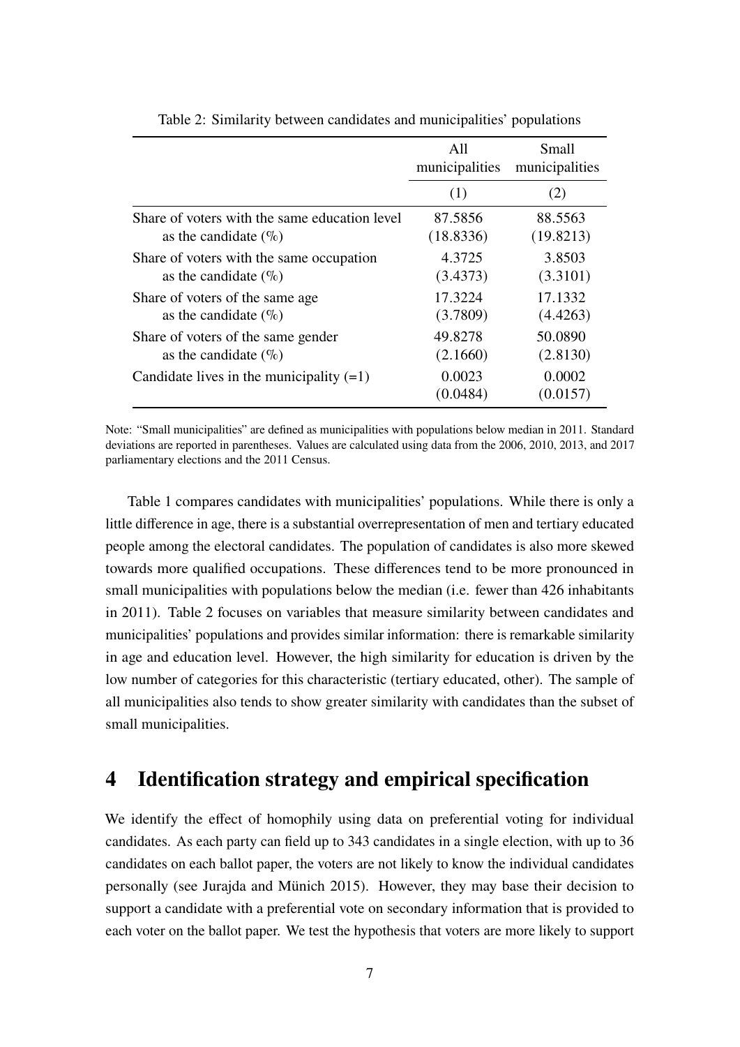Table 2: Similarity between candidates and municipalities' populations

| | All municipalities | Small municipalities |
|---|---|---|
| | (1) | (2) |
| Share of voters with the same education level as the candidate (%) | 87.5856 | 88.5563 |
| | (18.8336) | (19.8213) |
| Share of voters with the same occupation as the candidate (%) | 4.3725 | 3.8503 |
| | (3.4373) | (3.3101) |
| Share of voters of the same age as the candidate (%) | 17.3224 | 17.1332 |
| | (3.7809) | (4.4263) |
| Share of voters of the same gender as the candidate (%) | 49.8278 | 50.0890 |
| | (2.1660) | (2.8130) |
| Candidate lives in the municipality (=1) | 0.0023 | 0.0002 |
| | (0.0484) | (0.0157) |

Note: "Small municipalities" are defined as municipalities with populations below median in 2011. Standard deviations are reported in parentheses. Values are calculated using data from the 2006, 2010, 2013, and 2017 parliamentary elections and the 2011 Census.

Table 1 compares candidates with municipalities' populations. While there is only a little difference in age, there is a substantial overrepresentation of men and tertiary educated people among the electoral candidates. The population of candidates is also more skewed towards more qualified occupations. These differences tend to be more pronounced in small municipalities with populations below the median (i.e. fewer than 426 inhabitants in 2011). Table 2 focuses on variables that measure similarity between candidates and municipalities' populations and provides similar information: there is remarkable similarity in age and education level. However, the high similarity for education is driven by the low number of categories for this characteristic (tertiary educated, other). The sample of all municipalities also tends to show greater similarity with candidates than the subset of small municipalities.

## 4 Identification strategy and empirical specification

We identify the effect of homophily using data on preferential voting for individual candidates. As each party can field up to 343 candidates in a single election, with up to 36 candidates on each ballot paper, the voters are not likely to know the individual candidates personally (see Jurajda and Münich 2015). However, they may base their decision to support a candidate with a preferential vote on secondary information that is provided to each voter on the ballot paper. We test the hypothesis that voters are more likely to support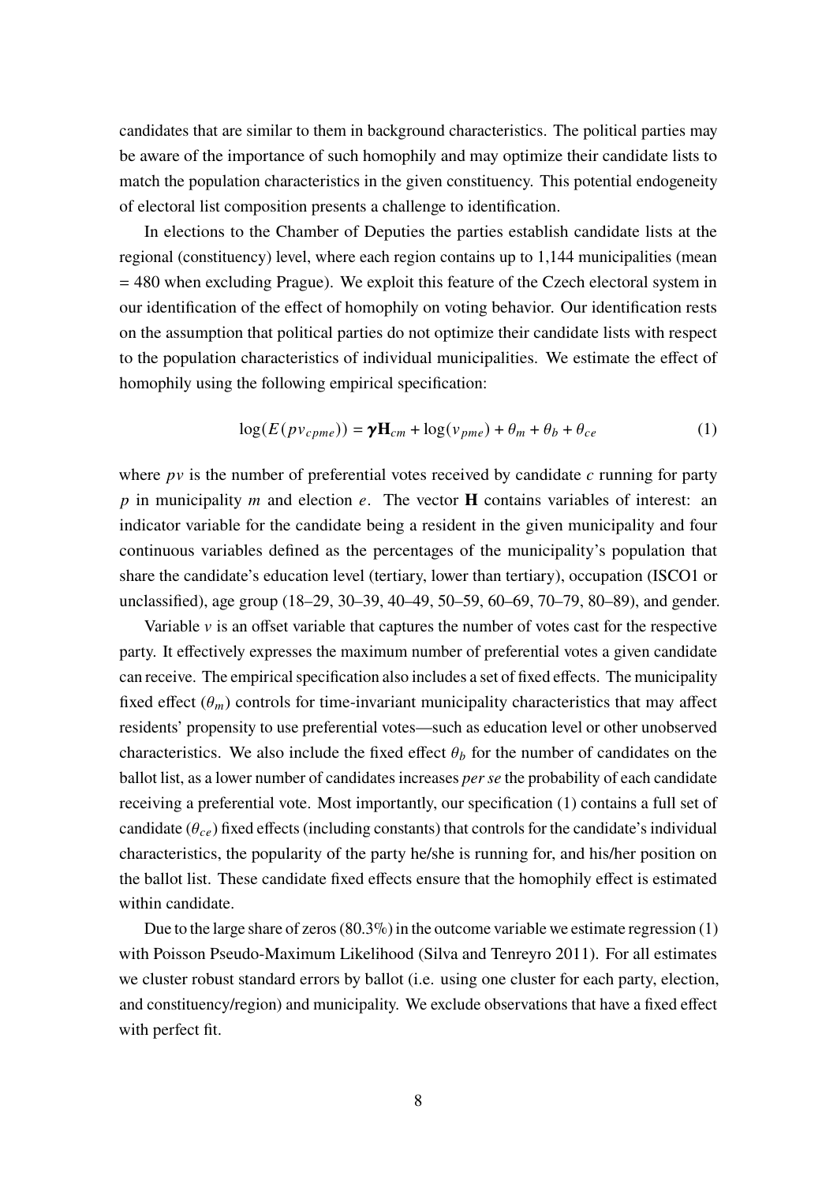candidates that are similar to them in background characteristics. The political parties may be aware of the importance of such homophily and may optimize their candidate lists to match the population characteristics in the given constituency. This potential endogeneity of electoral list composition presents a challenge to identification.

In elections to the Chamber of Deputies the parties establish candidate lists at the regional (constituency) level, where each region contains up to 1,144 municipalities (mean = 480 when excluding Prague). We exploit this feature of the Czech electoral system in our identification of the effect of homophily on voting behavior. Our identification rests on the assumption that political parties do not optimize their candidate lists with respect to the population characteristics of individual municipalities. We estimate the effect of homophily using the following empirical specification:

$$\log(E(pv_{cpme})) = \boldsymbol{\gamma}\mathbf{H}_{cm} + \log(v_{pme}) + \theta_m + \theta_b + \theta_{ce} \tag{1}$$

where $pv$ is the number of preferential votes received by candidate $c$ running for party $p$ in municipality $m$ and election $e$. The vector $\mathbf{H}$ contains variables of interest: an indicator variable for the candidate being a resident in the given municipality and four continuous variables defined as the percentages of the municipality's population that share the candidate's education level (tertiary, lower than tertiary), occupation (ISCO1 or unclassified), age group (18–29, 30–39, 40–49, 50–59, 60–69, 70–79, 80–89), and gender.

Variable $v$ is an offset variable that captures the number of votes cast for the respective party. It effectively expresses the maximum number of preferential votes a given candidate can receive. The empirical specification also includes a set of fixed effects. The municipality fixed effect ($\theta_m$) controls for time-invariant municipality characteristics that may affect residents' propensity to use preferential votes—such as education level or other unobserved characteristics. We also include the fixed effect $\theta_b$ for the number of candidates on the ballot list, as a lower number of candidates increases *per se* the probability of each candidate receiving a preferential vote. Most importantly, our specification (1) contains a full set of candidate ($\theta_{ce}$) fixed effects (including constants) that controls for the candidate's individual characteristics, the popularity of the party he/she is running for, and his/her position on the ballot list. These candidate fixed effects ensure that the homophily effect is estimated within candidate.

Due to the large share of zeros (80.3%) in the outcome variable we estimate regression (1) with Poisson Pseudo-Maximum Likelihood (Silva and Tenreyro 2011). For all estimates we cluster robust standard errors by ballot (i.e. using one cluster for each party, election, and constituency/region) and municipality. We exclude observations that have a fixed effect with perfect fit.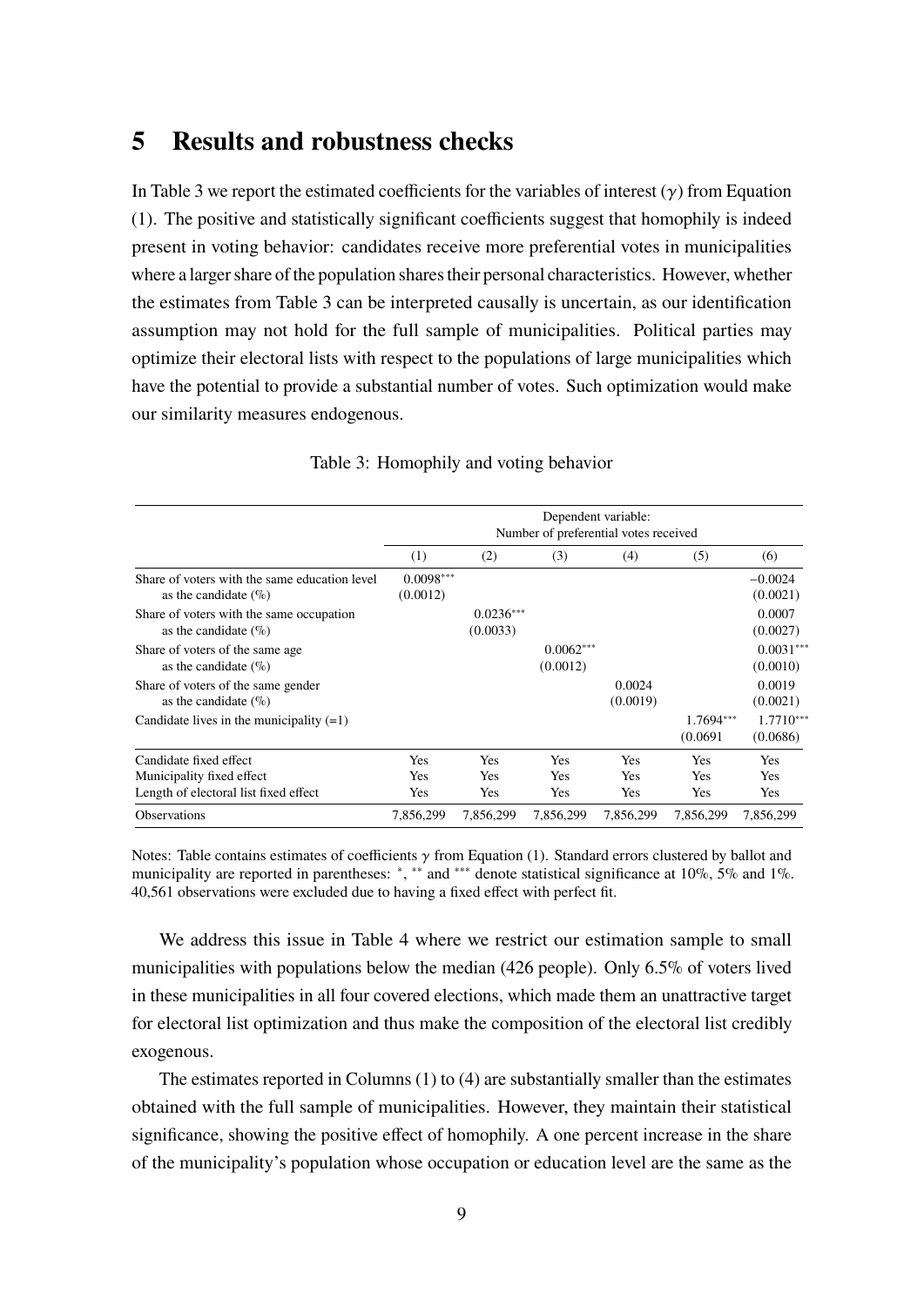# 5 Results and robustness checks

In Table 3 we report the estimated coefficients for the variables of interest ($\gamma$) from Equation (1). The positive and statistically significant coefficients suggest that homophily is indeed present in voting behavior: candidates receive more preferential votes in municipalities where a larger share of the population shares their personal characteristics. However, whether the estimates from Table 3 can be interpreted causally is uncertain, as our identification assumption may not hold for the full sample of municipalities. Political parties may optimize their electoral lists with respect to the populations of large municipalities which have the potential to provide a substantial number of votes. Such optimization would make our similarity measures endogenous.

Table 3: Homophily and voting behavior

| | Dependent variable: Number of preferential votes received | | | | | |
|---|---|---|---|---|---|---|
| | (1) | (2) | (3) | (4) | (5) | (6) |
| Share of voters with the same education level as the candidate (%) | 0.0098*** (0.0012) | | | | | −0.0024 (0.0021) |
| Share of voters with the same occupation as the candidate (%) | | 0.0236*** (0.0033) | | | | 0.0007 (0.0027) |
| Share of voters of the same age as the candidate (%) | | | 0.0062*** (0.0012) | | | 0.0031*** (0.0010) |
| Share of voters of the same gender as the candidate (%) | | | | 0.0024 (0.0019) | | 0.0019 (0.0021) |
| Candidate lives in the municipality (=1) | | | | | 1.7694*** (0.0691 | 1.7710*** (0.0686) |
| Candidate fixed effect | Yes | Yes | Yes | Yes | Yes | Yes |
| Municipality fixed effect | Yes | Yes | Yes | Yes | Yes | Yes |
| Length of electoral list fixed effect | Yes | Yes | Yes | Yes | Yes | Yes |
| Observations | 7,856,299 | 7,856,299 | 7,856,299 | 7,856,299 | 7,856,299 | 7,856,299 |

Notes: Table contains estimates of coefficients $\gamma$ from Equation (1). Standard errors clustered by ballot and municipality are reported in parentheses: *, ** and *** denote statistical significance at 10%, 5% and 1%. 40,561 observations were excluded due to having a fixed effect with perfect fit.

We address this issue in Table 4 where we restrict our estimation sample to small municipalities with populations below the median (426 people). Only 6.5% of voters lived in these municipalities in all four covered elections, which made them an unattractive target for electoral list optimization and thus make the composition of the electoral list credibly exogenous.

The estimates reported in Columns (1) to (4) are substantially smaller than the estimates obtained with the full sample of municipalities. However, they maintain their statistical significance, showing the positive effect of homophily. A one percent increase in the share of the municipality's population whose occupation or education level are the same as the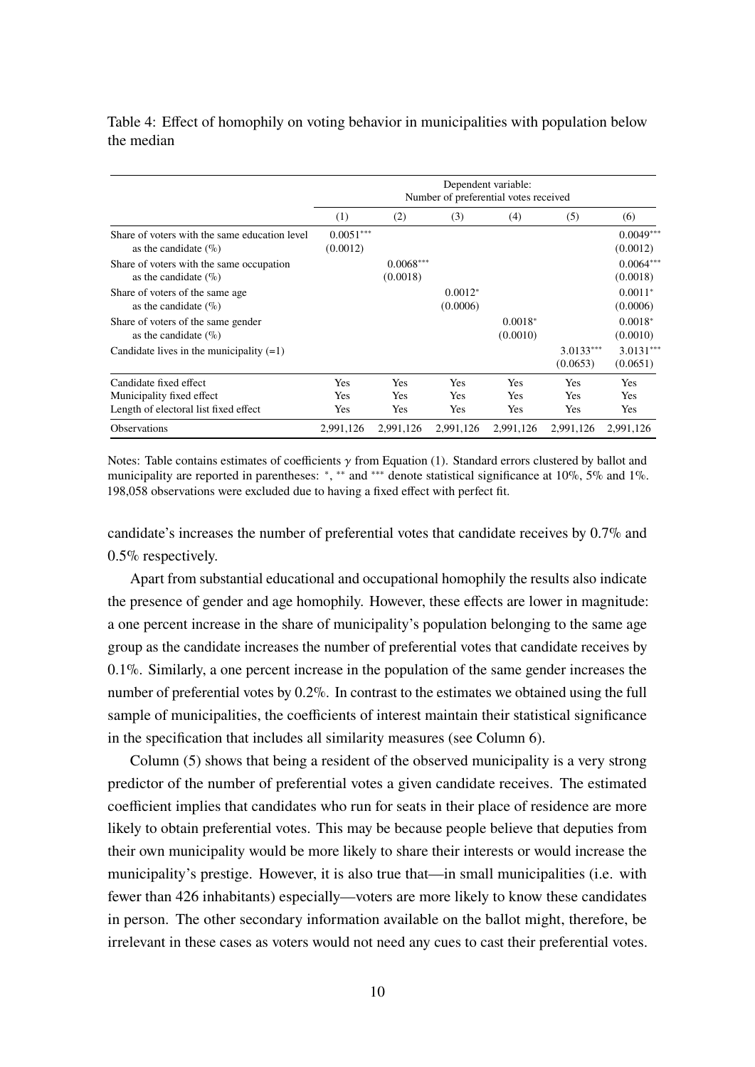Table 4: Effect of homophily on voting behavior in municipalities with population below the median

| | Dependent variable: Number of preferential votes received | | | | | |
|---|---|---|---|---|---|---|
| | (1) | (2) | (3) | (4) | (5) | (6) |
| Share of voters with the same education level as the candidate (%) | 0.0051*** (0.0012) | | | | | 0.0049*** (0.0012) |
| Share of voters with the same occupation as the candidate (%) | | 0.0068*** (0.0018) | | | | 0.0064*** (0.0018) |
| Share of voters of the same age as the candidate (%) | | | 0.0012* (0.0006) | | | 0.0011* (0.0006) |
| Share of voters of the same gender as the candidate (%) | | | | 0.0018* (0.0010) | | 0.0018* (0.0010) |
| Candidate lives in the municipality (=1) | | | | | 3.0133*** (0.0653) | 3.0131*** (0.0651) |
| Candidate fixed effect | Yes | Yes | Yes | Yes | Yes | Yes |
| Municipality fixed effect | Yes | Yes | Yes | Yes | Yes | Yes |
| Length of electoral list fixed effect | Yes | Yes | Yes | Yes | Yes | Yes |
| Observations | 2,991,126 | 2,991,126 | 2,991,126 | 2,991,126 | 2,991,126 | 2,991,126 |

Notes: Table contains estimates of coefficients $\gamma$ from Equation (1). Standard errors clustered by ballot and municipality are reported in parentheses: *, ** and *** denote statistical significance at 10%, 5% and 1%. 198,058 observations were excluded due to having a fixed effect with perfect fit.

candidate's increases the number of preferential votes that candidate receives by 0.7% and 0.5% respectively.

Apart from substantial educational and occupational homophily the results also indicate the presence of gender and age homophily. However, these effects are lower in magnitude: a one percent increase in the share of municipality's population belonging to the same age group as the candidate increases the number of preferential votes that candidate receives by 0.1%. Similarly, a one percent increase in the population of the same gender increases the number of preferential votes by 0.2%. In contrast to the estimates we obtained using the full sample of municipalities, the coefficients of interest maintain their statistical significance in the specification that includes all similarity measures (see Column 6).

Column (5) shows that being a resident of the observed municipality is a very strong predictor of the number of preferential votes a given candidate receives. The estimated coefficient implies that candidates who run for seats in their place of residence are more likely to obtain preferential votes. This may be because people believe that deputies from their own municipality would be more likely to share their interests or would increase the municipality's prestige. However, it is also true that—in small municipalities (i.e. with fewer than 426 inhabitants) especially—voters are more likely to know these candidates in person. The other secondary information available on the ballot might, therefore, be irrelevant in these cases as voters would not need any cues to cast their preferential votes.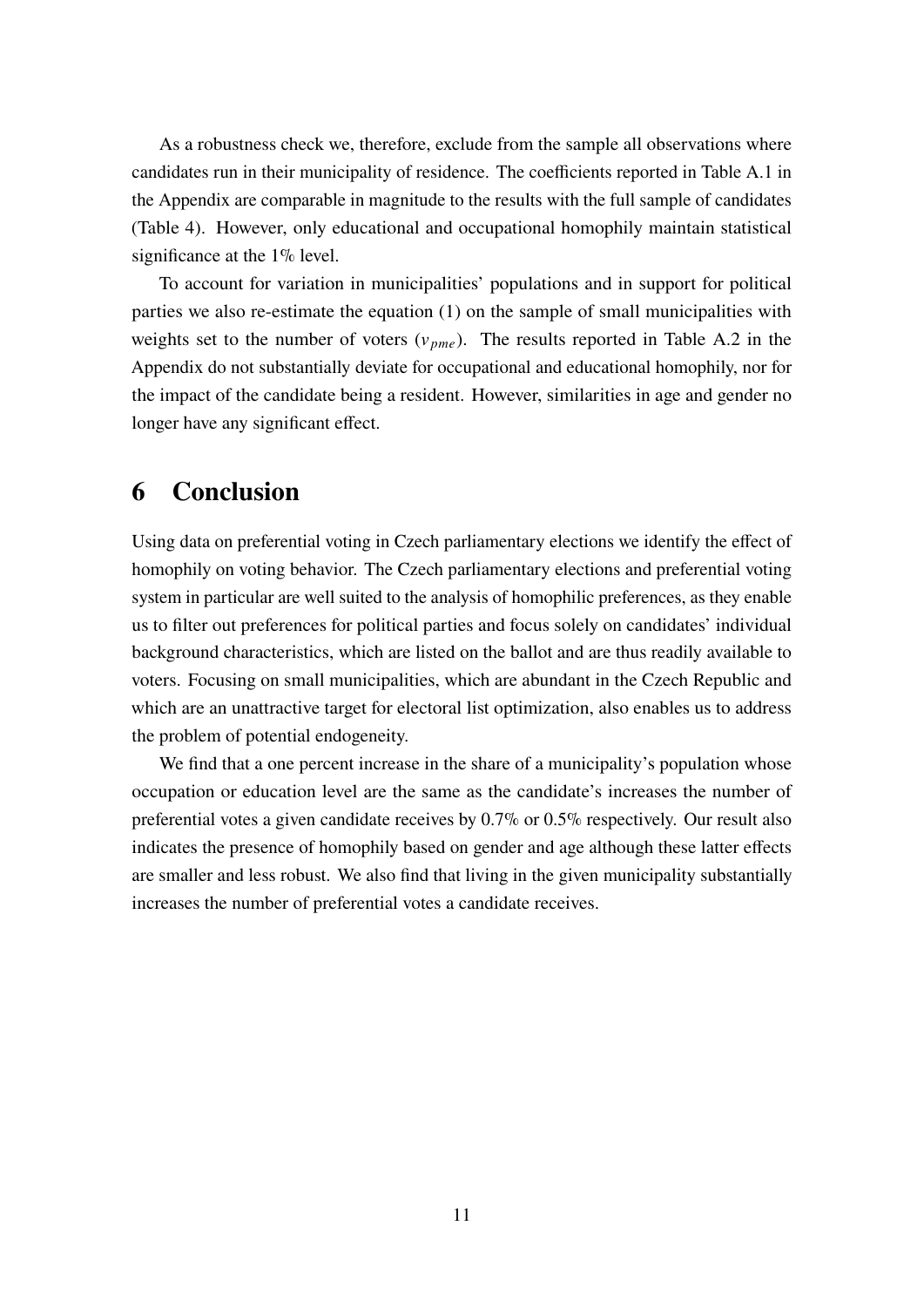As a robustness check we, therefore, exclude from the sample all observations where candidates run in their municipality of residence. The coefficients reported in Table A.1 in the Appendix are comparable in magnitude to the results with the full sample of candidates (Table 4). However, only educational and occupational homophily maintain statistical significance at the 1% level.

To account for variation in municipalities' populations and in support for political parties we also re-estimate the equation (1) on the sample of small municipalities with weights set to the number of voters ($v_{pme}$). The results reported in Table A.2 in the Appendix do not substantially deviate for occupational and educational homophily, nor for the impact of the candidate being a resident. However, similarities in age and gender no longer have any significant effect.

# 6 Conclusion

Using data on preferential voting in Czech parliamentary elections we identify the effect of homophily on voting behavior. The Czech parliamentary elections and preferential voting system in particular are well suited to the analysis of homophilic preferences, as they enable us to filter out preferences for political parties and focus solely on candidates' individual background characteristics, which are listed on the ballot and are thus readily available to voters. Focusing on small municipalities, which are abundant in the Czech Republic and which are an unattractive target for electoral list optimization, also enables us to address the problem of potential endogeneity.

We find that a one percent increase in the share of a municipality's population whose occupation or education level are the same as the candidate's increases the number of preferential votes a given candidate receives by 0.7% or 0.5% respectively. Our result also indicates the presence of homophily based on gender and age although these latter effects are smaller and less robust. We also find that living in the given municipality substantially increases the number of preferential votes a candidate receives.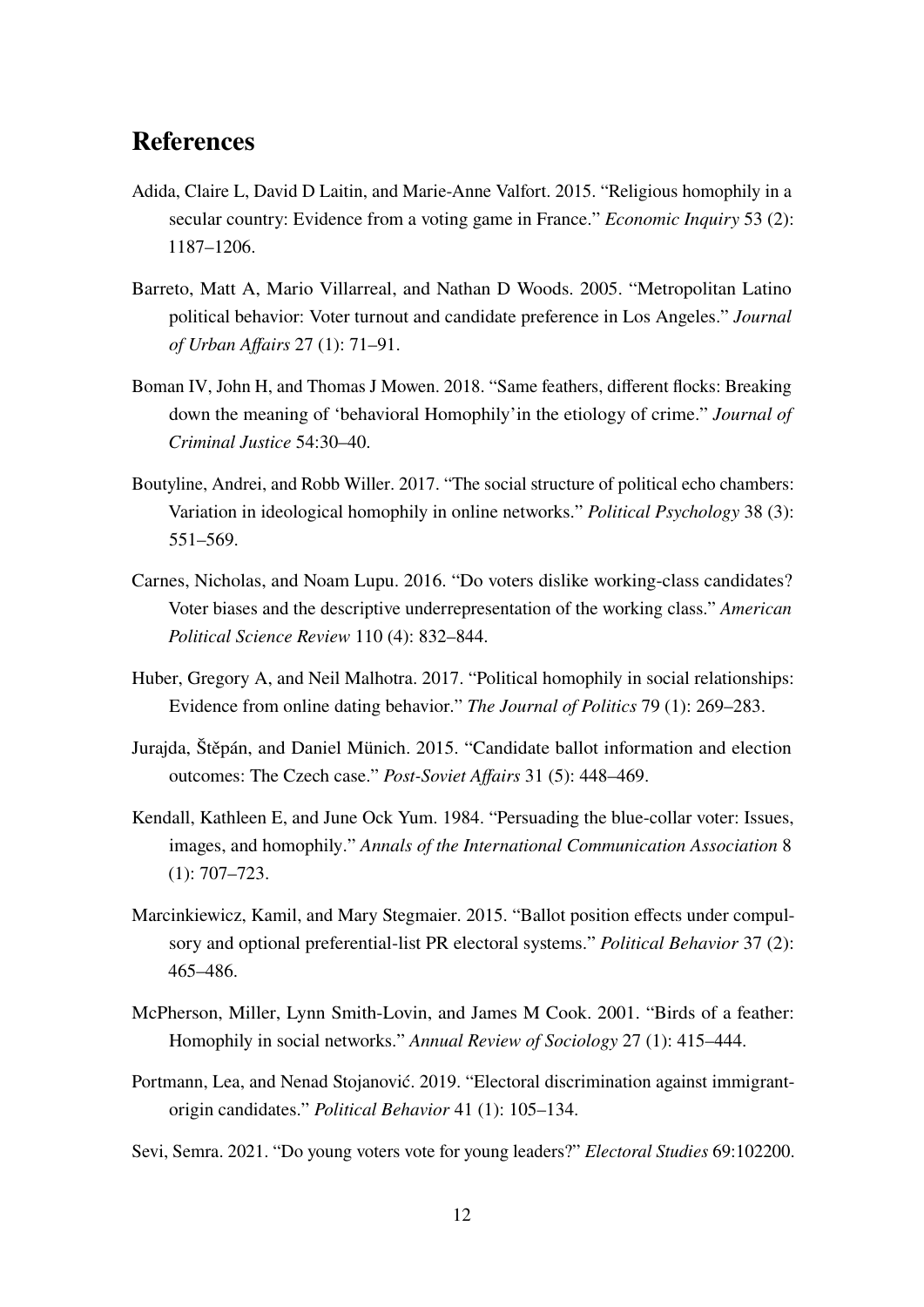## References

Adida, Claire L, David D Laitin, and Marie-Anne Valfort. 2015. "Religious homophily in a secular country: Evidence from a voting game in France." *Economic Inquiry* 53 (2): 1187–1206.

Barreto, Matt A, Mario Villarreal, and Nathan D Woods. 2005. "Metropolitan Latino political behavior: Voter turnout and candidate preference in Los Angeles." *Journal of Urban Affairs* 27 (1): 71–91.

Boman IV, John H, and Thomas J Mowen. 2018. "Same feathers, different flocks: Breaking down the meaning of 'behavioral Homophily'in the etiology of crime." *Journal of Criminal Justice* 54:30–40.

Boutyline, Andrei, and Robb Willer. 2017. "The social structure of political echo chambers: Variation in ideological homophily in online networks." *Political Psychology* 38 (3): 551–569.

Carnes, Nicholas, and Noam Lupu. 2016. "Do voters dislike working-class candidates? Voter biases and the descriptive underrepresentation of the working class." *American Political Science Review* 110 (4): 832–844.

Huber, Gregory A, and Neil Malhotra. 2017. "Political homophily in social relationships: Evidence from online dating behavior." *The Journal of Politics* 79 (1): 269–283.

Jurajda, Štěpán, and Daniel Münich. 2015. "Candidate ballot information and election outcomes: The Czech case." *Post-Soviet Affairs* 31 (5): 448–469.

Kendall, Kathleen E, and June Ock Yum. 1984. "Persuading the blue-collar voter: Issues, images, and homophily." *Annals of the International Communication Association* 8 (1): 707–723.

Marcinkiewicz, Kamil, and Mary Stegmaier. 2015. "Ballot position effects under compulsory and optional preferential-list PR electoral systems." *Political Behavior* 37 (2): 465–486.

McPherson, Miller, Lynn Smith-Lovin, and James M Cook. 2001. "Birds of a feather: Homophily in social networks." *Annual Review of Sociology* 27 (1): 415–444.

Portmann, Lea, and Nenad Stojanović. 2019. "Electoral discrimination against immigrant-origin candidates." *Political Behavior* 41 (1): 105–134.

Sevi, Semra. 2021. "Do young voters vote for young leaders?" *Electoral Studies* 69:102200.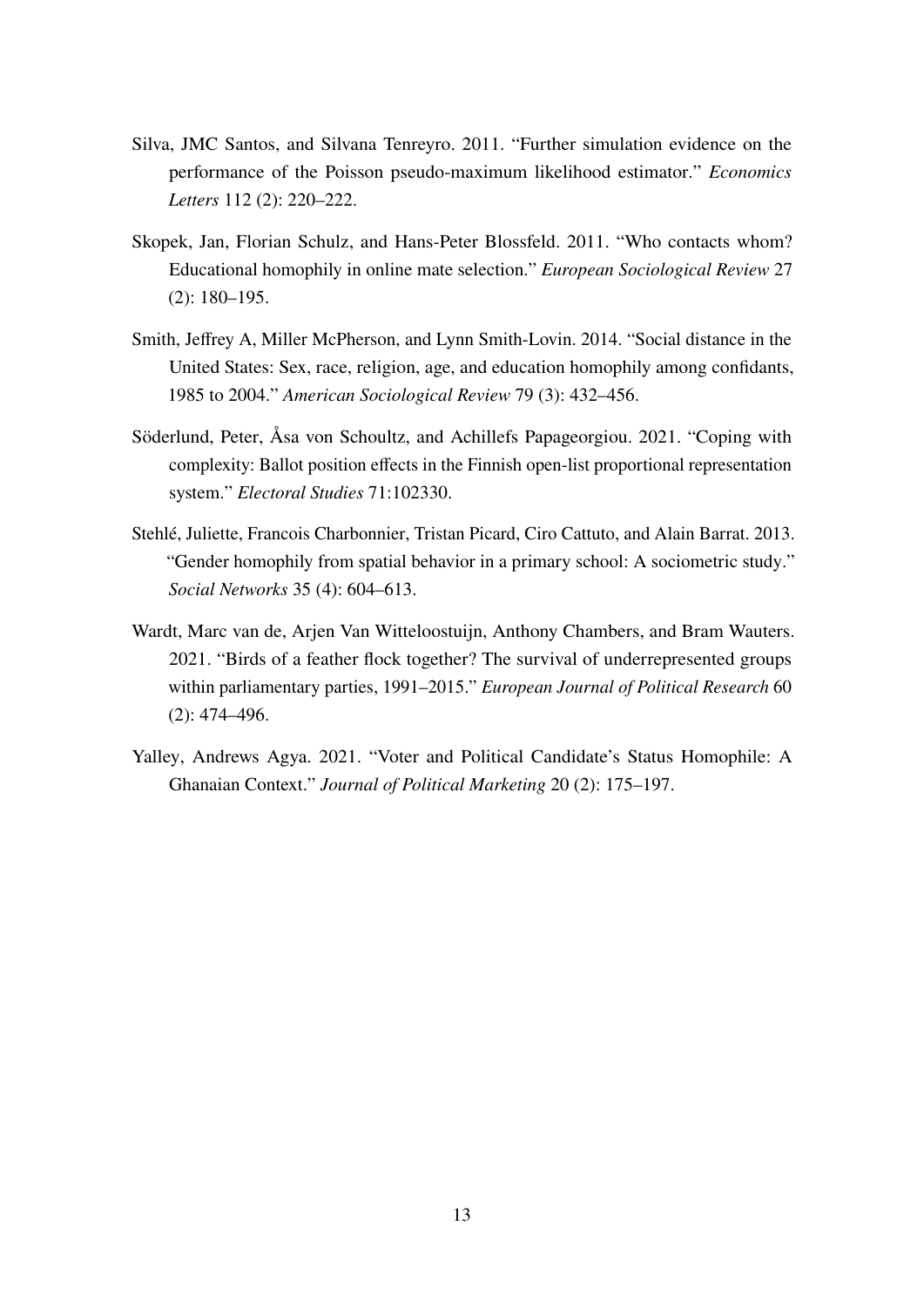Silva, JMC Santos, and Silvana Tenreyro. 2011. "Further simulation evidence on the performance of the Poisson pseudo-maximum likelihood estimator." *Economics Letters* 112 (2): 220–222.

Skopek, Jan, Florian Schulz, and Hans-Peter Blossfeld. 2011. "Who contacts whom? Educational homophily in online mate selection." *European Sociological Review* 27 (2): 180–195.

Smith, Jeffrey A, Miller McPherson, and Lynn Smith-Lovin. 2014. "Social distance in the United States: Sex, race, religion, age, and education homophily among confidants, 1985 to 2004." *American Sociological Review* 79 (3): 432–456.

Söderlund, Peter, Åsa von Schoultz, and Achillefs Papageorgiou. 2021. "Coping with complexity: Ballot position effects in the Finnish open-list proportional representation system." *Electoral Studies* 71:102330.

Stehlé, Juliette, Francois Charbonnier, Tristan Picard, Ciro Cattuto, and Alain Barrat. 2013. "Gender homophily from spatial behavior in a primary school: A sociometric study." *Social Networks* 35 (4): 604–613.

Wardt, Marc van de, Arjen Van Witteloostuijn, Anthony Chambers, and Bram Wauters. 2021. "Birds of a feather flock together? The survival of underrepresented groups within parliamentary parties, 1991–2015." *European Journal of Political Research* 60 (2): 474–496.

Yalley, Andrews Agya. 2021. "Voter and Political Candidate's Status Homophile: A Ghanaian Context." *Journal of Political Marketing* 20 (2): 175–197.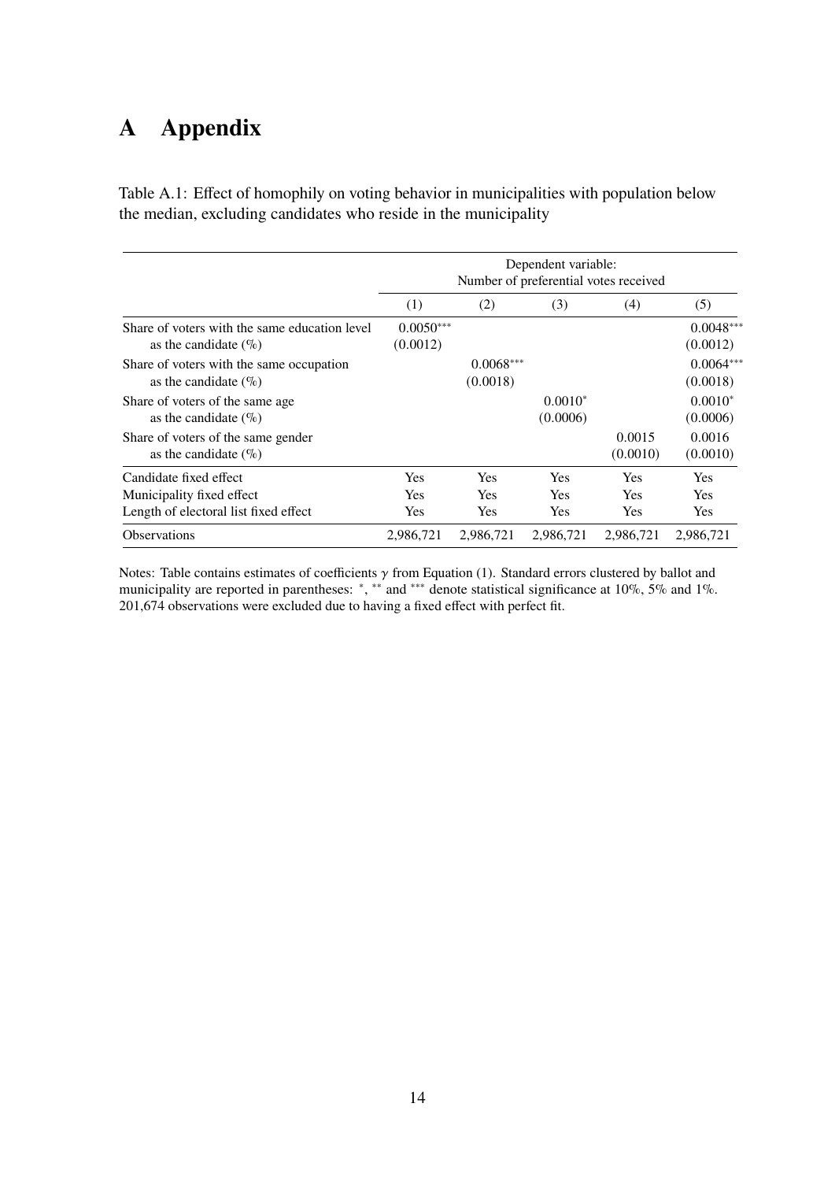# A Appendix

Table A.1: Effect of homophily on voting behavior in municipalities with population below the median, excluding candidates who reside in the municipality

| | Dependent variable: Number of preferential votes received | | | | |
|---|---|---|---|---|---|
| | (1) | (2) | (3) | (4) | (5) |
| Share of voters with the same education level as the candidate (%) | 0.0050*** (0.0012) | | | | 0.0048*** (0.0012) |
| Share of voters with the same occupation as the candidate (%) | | 0.0068*** (0.0018) | | | 0.0064*** (0.0018) |
| Share of voters of the same age as the candidate (%) | | | 0.0010* (0.0006) | | 0.0010* (0.0006) |
| Share of voters of the same gender as the candidate (%) | | | | 0.0015 (0.0010) | 0.0016 (0.0010) |
| Candidate fixed effect | Yes | Yes | Yes | Yes | Yes |
| Municipality fixed effect | Yes | Yes | Yes | Yes | Yes |
| Length of electoral list fixed effect | Yes | Yes | Yes | Yes | Yes |
| Observations | 2,986,721 | 2,986,721 | 2,986,721 | 2,986,721 | 2,986,721 |

Notes: Table contains estimates of coefficients $\gamma$ from Equation (1). Standard errors clustered by ballot and municipality are reported in parentheses: *, ** and *** denote statistical significance at 10%, 5% and 1%. 201,674 observations were excluded due to having a fixed effect with perfect fit.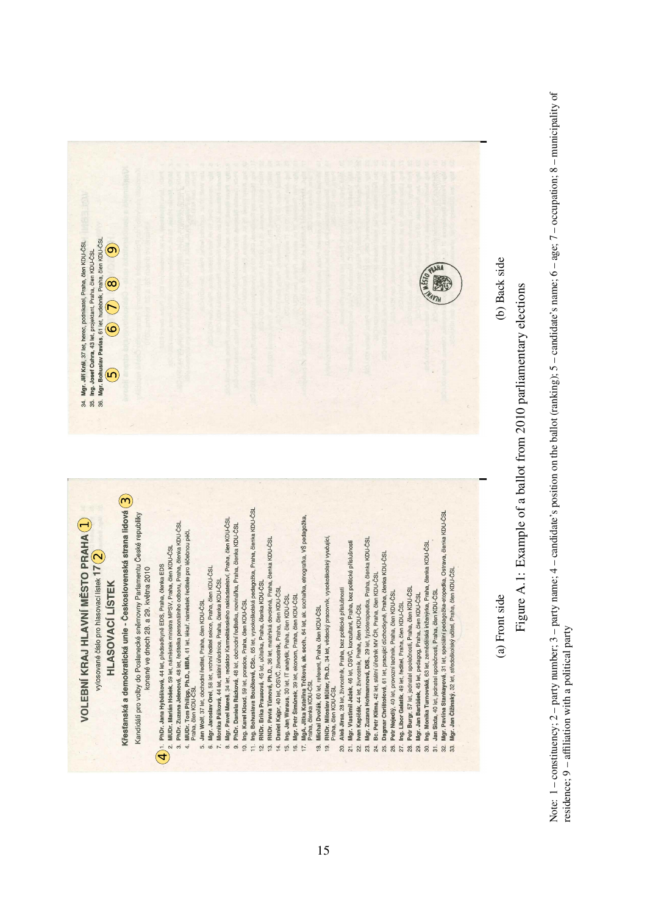(a) Front side

(b) Back side

Figure A.1: Example of a ballot from 2010 parliamentary elections

Note: 1 – constituency; 2 – party number; 3 – party name; 4 – candidate's position on the ballot (ranking); 5 – candidate's name; 6 – age; 7 – occupation; 8 – municipality of residence; 9 – affiliation with a political party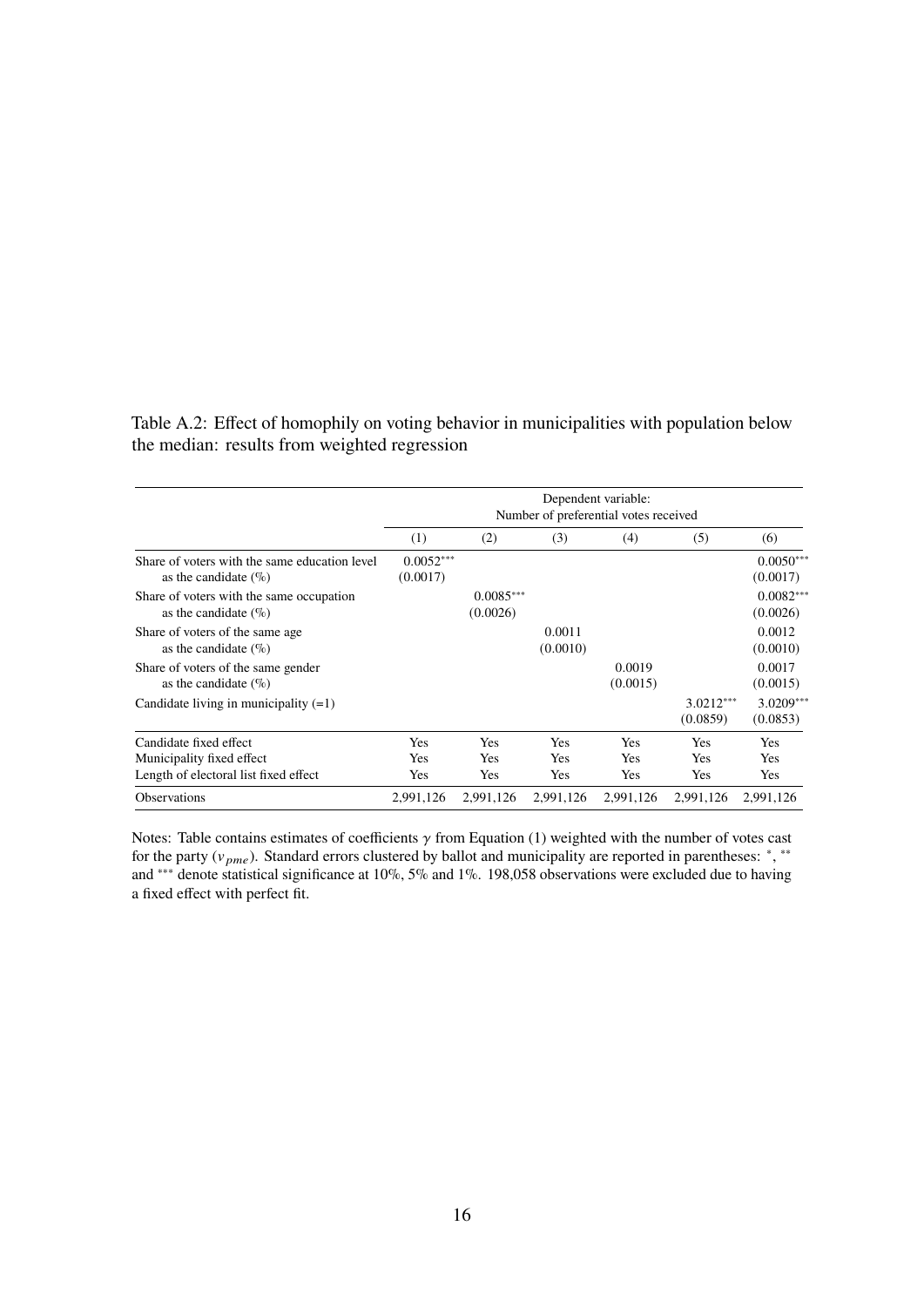Table A.2: Effect of homophily on voting behavior in municipalities with population below the median: results from weighted regression

| | Dependent variable: Number of preferential votes received | | | | | |
|---|---|---|---|---|---|---|
| | (1) | (2) | (3) | (4) | (5) | (6) |
| Share of voters with the same education level as the candidate (%) | 0.0052*** (0.0017) | | | | | 0.0050*** (0.0017) |
| Share of voters with the same occupation as the candidate (%) | | 0.0085*** (0.0026) | | | | 0.0082*** (0.0026) |
| Share of voters of the same age as the candidate (%) | | | 0.0011 (0.0010) | | | 0.0012 (0.0010) |
| Share of voters of the same gender as the candidate (%) | | | | 0.0019 (0.0015) | | 0.0017 (0.0015) |
| Candidate living in municipality (=1) | | | | | 3.0212*** (0.0859) | 3.0209*** (0.0853) |
| Candidate fixed effect | Yes | Yes | Yes | Yes | Yes | Yes |
| Municipality fixed effect | Yes | Yes | Yes | Yes | Yes | Yes |
| Length of electoral list fixed effect | Yes | Yes | Yes | Yes | Yes | Yes |
| Observations | 2,991,126 | 2,991,126 | 2,991,126 | 2,991,126 | 2,991,126 | 2,991,126 |

Notes: Table contains estimates of coefficients $\gamma$ from Equation (1) weighted with the number of votes cast for the party ($v_{pme}$). Standard errors clustered by ballot and municipality are reported in parentheses: *, ** and *** denote statistical significance at 10%, 5% and 1%. 198,058 observations were excluded due to having a fixed effect with perfect fit.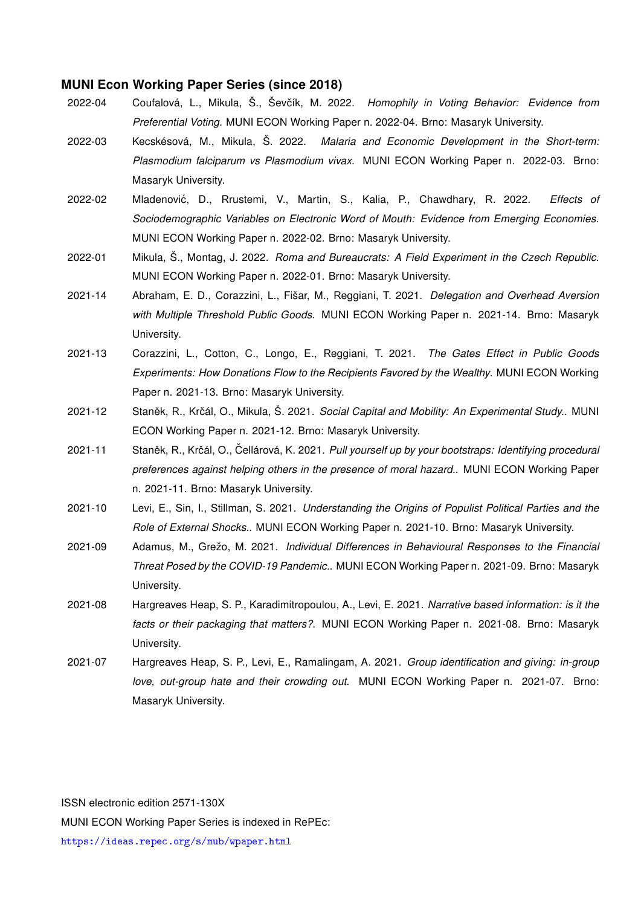## MUNI Econ Working Paper Series (since 2018)

2022-04 Coufalová, L., Mikula, Š., Ševčík, M. 2022. *Homophily in Voting Behavior: Evidence from Preferential Voting.* MUNI ECON Working Paper n. 2022-04. Brno: Masaryk University.

2022-03 Kecskésová, M., Mikula, Š. 2022. *Malaria and Economic Development in the Short-term: Plasmodium falciparum vs Plasmodium vivax.* MUNI ECON Working Paper n. 2022-03. Brno: Masaryk University.

2022-02 Mladenović, D., Rrustemi, V., Martin, S., Kalia, P., Chawdhary, R. 2022. *Effects of Sociodemographic Variables on Electronic Word of Mouth: Evidence from Emerging Economies.* MUNI ECON Working Paper n. 2022-02. Brno: Masaryk University.

2022-01 Mikula, Š., Montag, J. 2022. *Roma and Bureaucrats: A Field Experiment in the Czech Republic.* MUNI ECON Working Paper n. 2022-01. Brno: Masaryk University.

2021-14 Abraham, E. D., Corazzini, L., Fišar, M., Reggiani, T. 2021. *Delegation and Overhead Aversion with Multiple Threshold Public Goods.* MUNI ECON Working Paper n. 2021-14. Brno: Masaryk University.

2021-13 Corazzini, L., Cotton, C., Longo, E., Reggiani, T. 2021. *The Gates Effect in Public Goods Experiments: How Donations Flow to the Recipients Favored by the Wealthy.* MUNI ECON Working Paper n. 2021-13. Brno: Masaryk University.

2021-12 Staněk, R., Krčál, O., Mikula, Š. 2021. *Social Capital and Mobility: An Experimental Study..* MUNI ECON Working Paper n. 2021-12. Brno: Masaryk University.

2021-11 Staněk, R., Krčál, O., Čellárová, K. 2021. *Pull yourself up by your bootstraps: Identifying procedural preferences against helping others in the presence of moral hazard..* MUNI ECON Working Paper n. 2021-11. Brno: Masaryk University.

2021-10 Levi, E., Sin, I., Stillman, S. 2021. *Understanding the Origins of Populist Political Parties and the Role of External Shocks..* MUNI ECON Working Paper n. 2021-10. Brno: Masaryk University.

2021-09 Adamus, M., Grežo, M. 2021. *Individual Differences in Behavioural Responses to the Financial Threat Posed by the COVID-19 Pandemic..* MUNI ECON Working Paper n. 2021-09. Brno: Masaryk University.

2021-08 Hargreaves Heap, S. P., Karadimitropoulou, A., Levi, E. 2021. *Narrative based information: is it the facts or their packaging that matters?.* MUNI ECON Working Paper n. 2021-08. Brno: Masaryk University.

2021-07 Hargreaves Heap, S. P., Levi, E., Ramalingam, A. 2021. *Group identification and giving: in-group love, out-group hate and their crowding out.* MUNI ECON Working Paper n. 2021-07. Brno: Masaryk University.

ISSN electronic edition 2571-130X

MUNI ECON Working Paper Series is indexed in RePEc:

https://ideas.repec.org/s/mub/wpaper.html